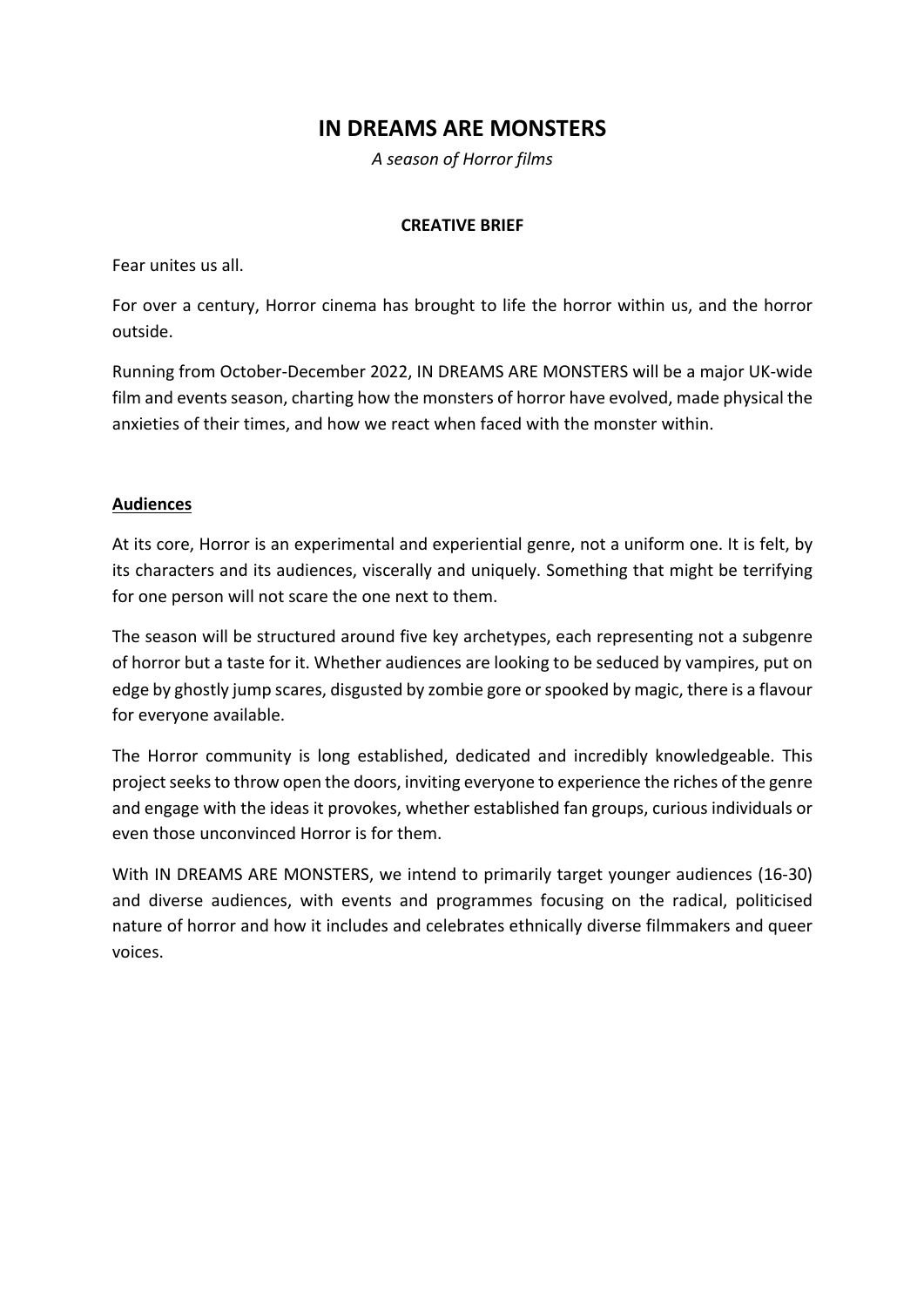# IN DREAMS ARE MONSTERS

*A season of Horror films*

**CREATIVE BRIEF**

Fear unites us all.

For over a century, Horror cinema has brought to life the horror within us, and the horror outside.

Running from October-December 2022, IN DREAMS ARE MONSTERS will be a major UK-wide film and events season, charting how the monsters of horror have evolved, made physical the anxieties of their times, and how we react when faced with the monster within.

## Audiences

At its core, Horror is an experimental and experiential genre, not a uniform one. It is felt, by its characters and its audiences, viscerally and uniquely. Something that might be terrifying for one person will not scare the one next to them.

The season will be structured around five key archetypes, each representing not a subgenre of horror but a taste for it. Whether audiences are looking to be seduced by vampires, put on edge by ghostly jump scares, disgusted by zombie gore or spooked by magic, there is a flavour for everyone available.

The Horror community is long established, dedicated and incredibly knowledgeable. This project seeks to throw open the doors, inviting everyone to experience the riches of the genre and engage with the ideas it provokes, whether established fan groups, curious individuals or even those unconvinced Horror is for them.

With IN DREAMS ARE MONSTERS, we intend to primarily target younger audiences (16-30) and diverse audiences, with events and programmes focusing on the radical, politicised nature of horror and how it includes and celebrates ethnically diverse filmmakers and queer voices.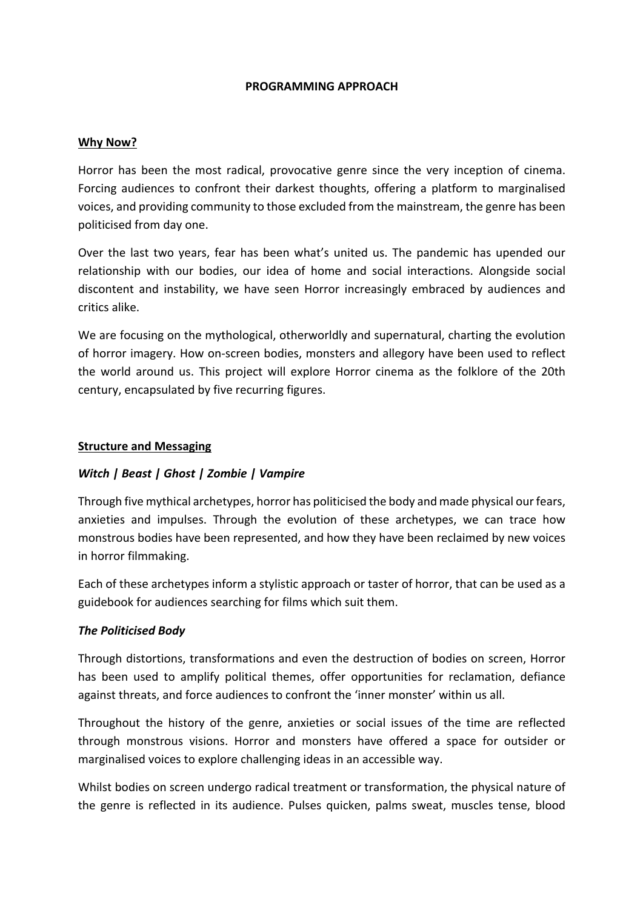# PROGRAMMING APPROACH

## Why Now?

Horror has been the most radical, provocative genre since the very inception of cinema. Forcing audiences to confront their darkest thoughts, offering a platform to marginalised voices, and providing community to those excluded from the mainstream, the genre has been politicised from day one.

Over the last two years, fear has been what's united us. The pandemic has upended our relationship with our bodies, our idea of home and social interactions. Alongside social discontent and instability, we have seen Horror increasingly embraced by audiences and critics alike.

We are focusing on the mythological, otherworldly and supernatural, charting the evolution of horror imagery. How on-screen bodies, monsters and allegory have been used to reflect the world around us. This project will explore Horror cinema as the folklore of the 20th century, encapsulated by five recurring figures.

## Structure and Messaging

### *Witch | Beast | Ghost | Zombie | Vampire*

Through five mythical archetypes, horror has politicised the body and made physical our fears, anxieties and impulses. Through the evolution of these archetypes, we can trace how monstrous bodies have been represented, and how they have been reclaimed by new voices in horror filmmaking.

Each of these archetypes inform a stylistic approach or taster of horror, that can be used as a guidebook for audiences searching for films which suit them.

### *The Politicised Body*

Through distortions, transformations and even the destruction of bodies on screen, Horror has been used to amplify political themes, offer opportunities for reclamation, defiance against threats, and force audiences to confront the 'inner monster' within us all.

Throughout the history of the genre, anxieties or social issues of the time are reflected through monstrous visions. Horror and monsters have offered a space for outsider or marginalised voices to explore challenging ideas in an accessible way.

Whilst bodies on screen undergo radical treatment or transformation, the physical nature of the genre is reflected in its audience. Pulses quicken, palms sweat, muscles tense, blood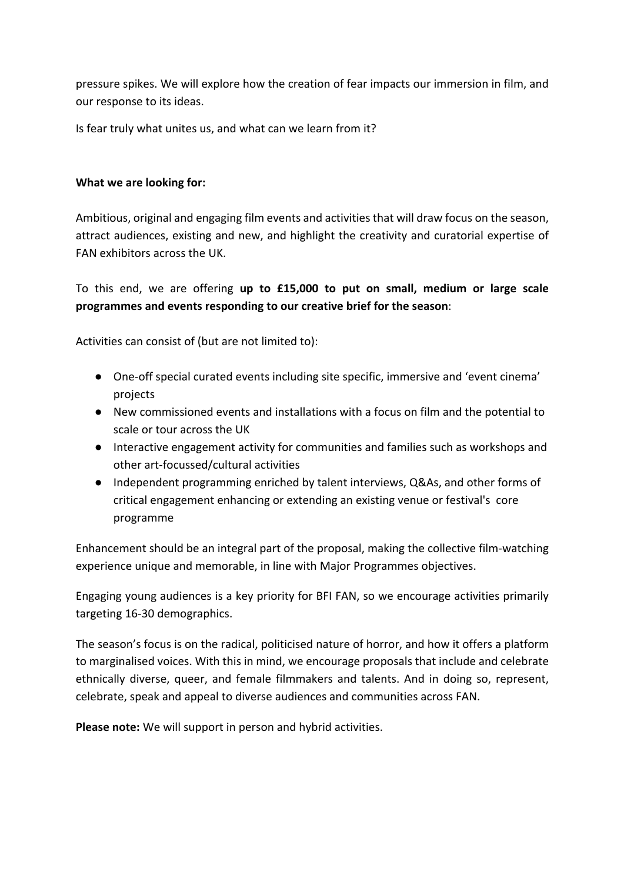pressure spikes. We will explore how the creation of fear impacts our immersion in film, and our response to its ideas.

Is fear truly what unites us, and what can we learn from it?

**What we are looking for:**

Ambitious, original and engaging film events and activities that will draw focus on the season, attract audiences, existing and new, and highlight the creativity and curatorial expertise of FAN exhibitors across the UK.

To this end, we are offering **up to £15,000 to put on small, medium or large scale programmes and events responding to our creative brief for the season**:

Activities can consist of (but are not limited to):

- One-off special curated events including site specific, immersive and 'event cinema' projects
- New commissioned events and installations with a focus on film and the potential to scale or tour across the UK
- Interactive engagement activity for communities and families such as workshops and other art-focussed/cultural activities
- Independent programming enriched by talent interviews, Q&As, and other forms of critical engagement enhancing or extending an existing venue or festival's core programme

Enhancement should be an integral part of the proposal, making the collective film-watching experience unique and memorable, in line with Major Programmes objectives.

Engaging young audiences is a key priority for BFI FAN, so we encourage activities primarily targeting 16-30 demographics.

The season's focus is on the radical, politicised nature of horror, and how it offers a platform to marginalised voices. With this in mind, we encourage proposals that include and celebrate ethnically diverse, queer, and female filmmakers and talents. And in doing so, represent, celebrate, speak and appeal to diverse audiences and communities across FAN.

**Please note:** We will support in person and hybrid activities.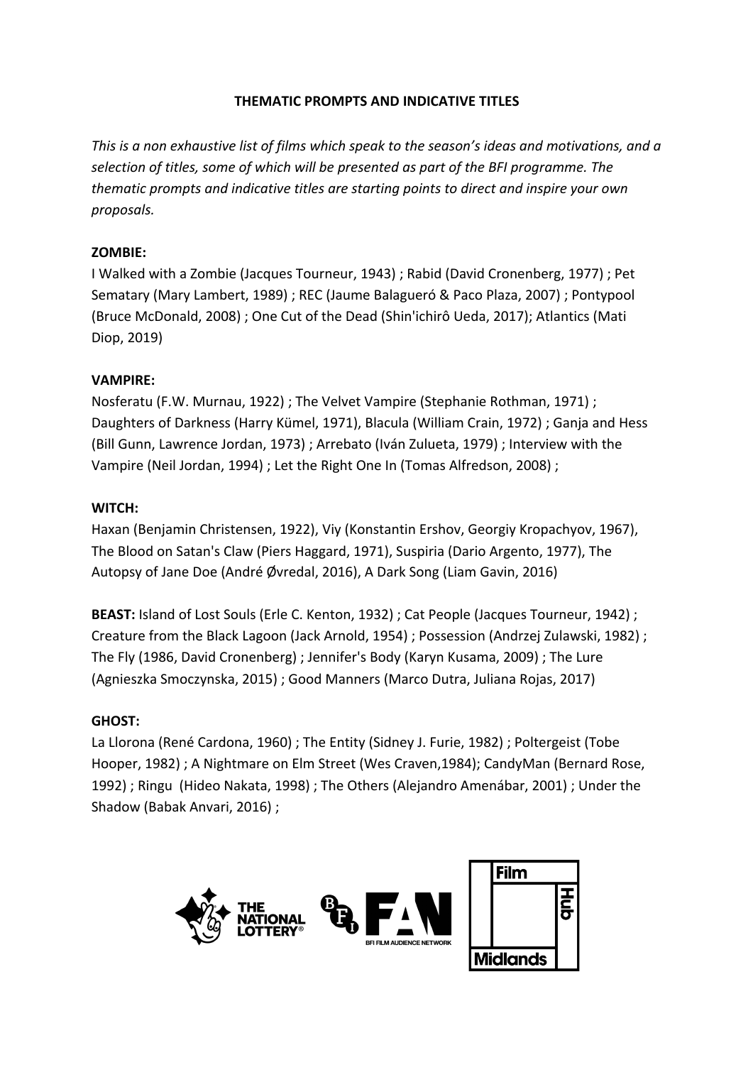**THEMATIC PROMPTS AND INDICATIVE TITLES**

*This is a non exhaustive list of films which speak to the season's ideas and motivations, and a selection of titles, some of which will be presented as part of the BFI programme. The thematic prompts and indicative titles are starting points to direct and inspire your own proposals.*

**ZOMBIE:**
I Walked with a Zombie (Jacques Tourneur, 1943) ; Rabid (David Cronenberg, 1977) ; Pet Sematary (Mary Lambert, 1989) ; REC (Jaume Balagueró & Paco Plaza, 2007) ; Pontypool (Bruce McDonald, 2008) ; One Cut of the Dead (Shin'ichirô Ueda, 2017); Atlantics (Mati Diop, 2019)

**VAMPIRE:**
Nosferatu (F.W. Murnau, 1922) ; The Velvet Vampire (Stephanie Rothman, 1971) ; Daughters of Darkness (Harry Kümel, 1971), Blacula (William Crain, 1972) ; Ganja and Hess (Bill Gunn, Lawrence Jordan, 1973) ; Arrebato (Iván Zulueta, 1979) ; Interview with the Vampire (Neil Jordan, 1994) ; Let the Right One In (Tomas Alfredson, 2008) ;

**WITCH:**
Haxan (Benjamin Christensen, 1922), Viy (Konstantin Ershov, Georgiy Kropachyov, 1967), The Blood on Satan's Claw (Piers Haggard, 1971), Suspiria (Dario Argento, 1977), The Autopsy of Jane Doe (André Øvredal, 2016), A Dark Song (Liam Gavin, 2016)

**BEAST:** Island of Lost Souls (Erle C. Kenton, 1932) ; Cat People (Jacques Tourneur, 1942) ; Creature from the Black Lagoon (Jack Arnold, 1954) ; Possession (Andrzej Zulawski, 1982) ; The Fly (1986, David Cronenberg) ; Jennifer's Body (Karyn Kusama, 2009) ; The Lure (Agnieszka Smoczynska, 2015) ; Good Manners (Marco Dutra, Juliana Rojas, 2017)

**GHOST:**
La Llorona (René Cardona, 1960) ; The Entity (Sidney J. Furie, 1982) ; Poltergeist (Tobe Hooper, 1982) ; A Nightmare on Elm Street (Wes Craven,1984); CandyMan (Bernard Rose, 1992) ; Ringu (Hideo Nakata, 1998) ; The Others (Alejandro Amenábar, 2001) ; Under the Shadow (Babak Anvari, 2016) ;